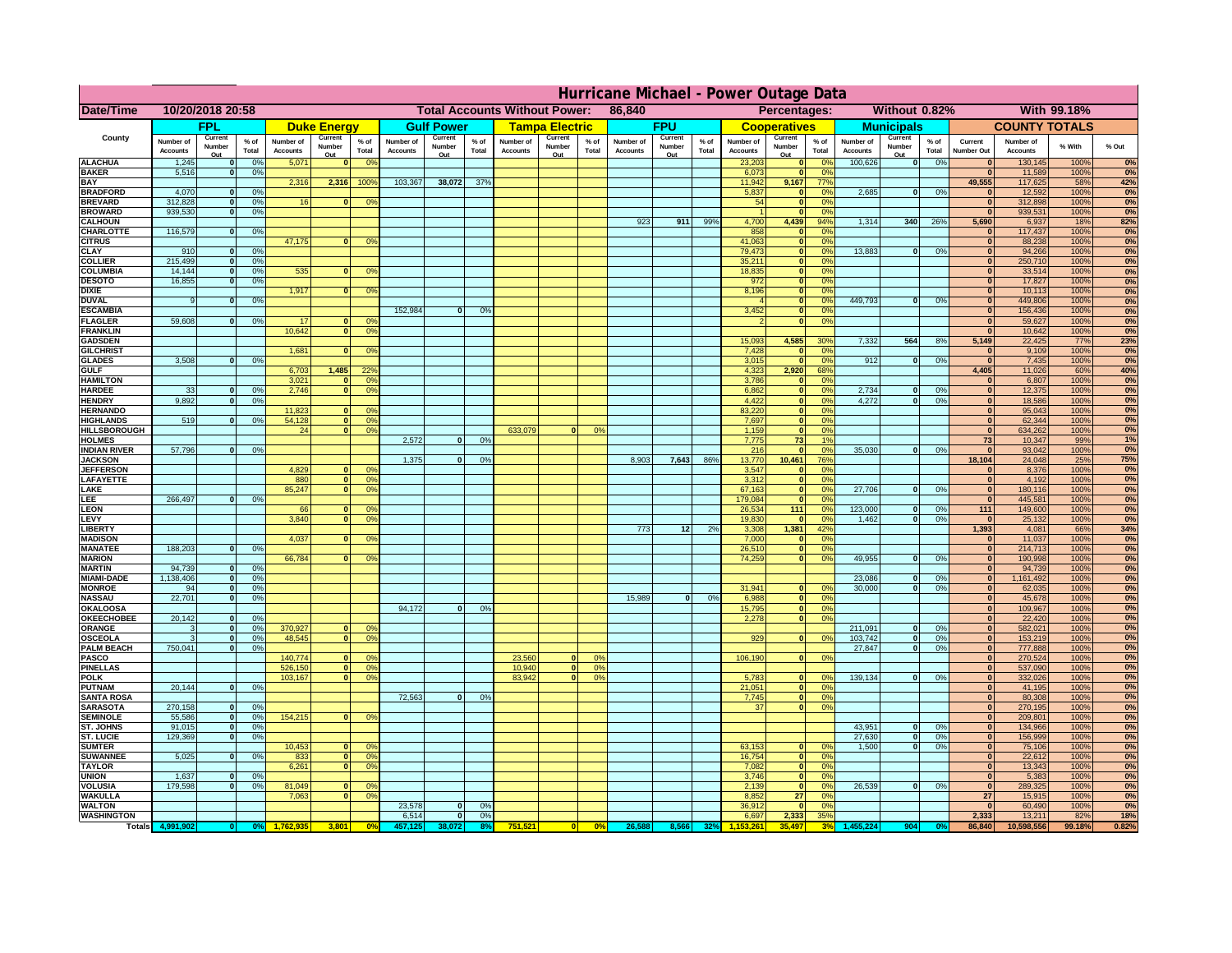# Hurricane Michael - Power Outage Data

| Date/Time | 10/20/2018 20:58 | Total Accounts Without Power: | 86,840 | Percentages: | Without 0.82% | With 99.18% |
|---|---|---|---|---|---|---|

| County | FPL | | | Duke Energy | | | Gulf Power | | | Tampa Electric | | | FPU | | | Cooperatives | | | Municipals | | | COUNTY TOTALS | | | |
|---|---|---|---|---|---|---|---|---|---|---|---|---|---|---|---|---|---|---|---|---|---|---|---|---|---|
| | Number of Accounts | Current Number Out | % of Total | Number of Accounts | Current Number Out | % of Total | Number of Accounts | Current Number Out | % of Total | Number of Accounts | Current Number Out | % of Total | Number of Accounts | Current Number Out | % of Total | Number of Accounts | Current Number Out | % of Total | Number of Accounts | Current Number Out | % of Total | Current Number Out | Number of Accounts | % With | % Out |
| ALACHUA | 1,245 | 0 | 0% | 5,071 | 0 | 0% | | | | | | | | | | 23,203 | 0 | 0% | 100,626 | 0 | 0% | 0 | 130,145 | 100% | 0% |
| BAKER | 5,516 | 0 | 0% | | | | | | | | | | | | | 6,073 | 0 | 0% | | | | 0 | 11,589 | 100% | 0% |
| BAY | | | | 2,316 | 2,316 | 100% | 103,367 | 38,072 | 37% | | | | | | | 11,942 | 9,167 | 77% | | | | 49,555 | 117,625 | 58% | 42% |
| BRADFORD | 4,070 | 0 | 0% | | | | | | | | | | | | | 5,837 | 0 | 0% | 2,685 | 0 | 0% | 0 | 12,592 | 100% | 0% |
| BREVARD | 312,828 | 0 | 0% | 16 | 0 | 0% | | | | | | | | | | 54 | 0 | 0% | | | | 0 | 312,898 | 100% | 0% |
| BROWARD | 939,530 | 0 | 0% | | | | | | | | | | | | | 1 | 0 | 0% | | | | 0 | 939,531 | 100% | 0% |
| CALHOUN | | | | | | | | | | | | | 923 | 911 | 99% | 4,700 | 4,439 | 94% | 1,314 | 340 | 26% | 5,690 | 6,937 | 18% | 82% |
| CHARLOTTE | 116,579 | 0 | 0% | | | | | | | | | | | | | 858 | 0 | 0% | | | | 0 | 117,437 | 100% | 0% |
| CITRUS | | | | 47,175 | 0 | 0% | | | | | | | | | | 41,063 | 0 | 0% | | | | 0 | 88,238 | 100% | 0% |
| CLAY | 910 | 0 | 0% | | | | | | | | | | | | | 79,473 | 0 | 0% | 13,883 | 0 | 0% | 0 | 94,266 | 100% | 0% |
| COLLIER | 215,499 | 0 | 0% | | | | | | | | | | | | | 35,211 | 0 | 0% | | | | 0 | 250,710 | 100% | 0% |
| COLUMBIA | 14,144 | 0 | 0% | 535 | 0 | 0% | | | | | | | | | | 18,835 | 0 | 0% | | | | 0 | 33,514 | 100% | 0% |
| DESOTO | 16,855 | 0 | 0% | | | | | | | | | | | | | 972 | 0 | 0% | | | | 0 | 17,827 | 100% | 0% |
| DIXIE | | | | 1,917 | 0 | 0% | | | | | | | | | | 8,196 | 0 | 0% | | | | 0 | 10,113 | 100% | 0% |
| DUVAL | 9 | 0 | 0% | | | | | | | | | | | | | 4 | 0 | 0% | 449,793 | 0 | 0% | 0 | 449,806 | 100% | 0% |
| ESCAMBIA | | | | | | | 152,984 | 0 | 0% | | | | | | | 3,452 | 0 | 0% | | | | 0 | 156,436 | 100% | 0% |
| FLAGLER | 59,608 | 0 | 0% | 17 | 0 | 0% | | | | | | | | | | 2 | 0 | 0% | | | | 0 | 59,627 | 100% | 0% |
| FRANKLIN | | | | 10,642 | 0 | 0% | | | | | | | | | | | | | | | | 0 | 10,642 | 100% | 0% |
| GADSDEN | | | | | | | | | | | | | | | | 15,093 | 4,585 | 30% | 7,332 | 564 | 8% | 5,149 | 22,425 | 77% | 23% |
| GILCHRIST | | | | 1,681 | 0 | 0% | | | | | | | | | | 7,428 | 0 | 0% | | | | 0 | 9,109 | 100% | 0% |
| GLADES | 3,508 | 0 | 0% | | | | | | | | | | | | | 3,015 | 0 | 0% | 912 | 0 | 0% | 0 | 7,435 | 100% | 0% |
| GULF | | | | 6,703 | 1,485 | 22% | | | | | | | | | | 4,323 | 2,920 | 68% | | | | 4,405 | 11,026 | 60% | 40% |
| HAMILTON | | | | 3,021 | 0 | 0% | | | | | | | | | | 3,786 | 0 | 0% | | | | 0 | 6,807 | 100% | 0% |
| HARDEE | 33 | 0 | 0% | 2,746 | 0 | 0% | | | | | | | | | | 6,862 | 0 | 0% | 2,734 | 0 | 0% | 0 | 12,375 | 100% | 0% |
| HENDRY | 9,892 | 0 | 0% | | | | | | | | | | | | | 4,422 | 0 | 0% | 4,272 | 0 | 0% | 0 | 18,586 | 100% | 0% |
| HERNANDO | | | | 11,823 | 0 | 0% | | | | | | | | | | 83,220 | 0 | 0% | | | | 0 | 95,043 | 100% | 0% |
| HIGHLANDS | 519 | 0 | 0% | 54,128 | 0 | 0% | | | | | | | | | | 7,697 | 0 | 0% | | | | 0 | 62,344 | 100% | 0% |
| HILLSBOROUGH | | | | 24 | 0 | 0% | | | | 633,079 | 0 | 0% | | | | 1,159 | 0 | 0% | | | | 0 | 634,262 | 100% | 0% |
| HOLMES | | | | | | | 2,572 | 0 | 0% | | | | | | | 7,775 | 73 | 1% | | | | 73 | 10,347 | 99% | 1% |
| INDIAN RIVER | 57,796 | 0 | 0% | | | | | | | | | | | | | 216 | 0 | 0% | 35,030 | 0 | 0% | 0 | 93,042 | 100% | 0% |
| JACKSON | | | | | | | 1,375 | 0 | 0% | | | | 8,903 | 7,643 | 86% | 13,770 | 10,461 | 76% | | | | 18,104 | 24,048 | 25% | 75% |
| JEFFERSON | | | | 4,829 | 0 | 0% | | | | | | | | | | 3,547 | 0 | 0% | | | | 0 | 8,376 | 100% | 0% |
| LAFAYETTE | | | | 880 | 0 | 0% | | | | | | | | | | 3,312 | 0 | 0% | | | | 0 | 4,192 | 100% | 0% |
| LAKE | | | | 85,247 | 0 | 0% | | | | | | | | | | 67,163 | 0 | 0% | 27,706 | 0 | 0% | 0 | 180,116 | 100% | 0% |
| LEE | 266,497 | 0 | 0% | | | | | | | | | | | | | 179,084 | 0 | 0% | | | | 0 | 445,581 | 100% | 0% |
| LEON | | | | 66 | 0 | 0% | | | | | | | | | | 26,534 | 111 | 0% | 123,000 | 0 | 0% | 111 | 149,600 | 100% | 0% |
| LEVY | | | | 3,840 | 0 | 0% | | | | | | | | | | 19,830 | 0 | 0% | 1,462 | 0 | 0% | 0 | 25,132 | 100% | 0% |
| LIBERTY | | | | | | | | | | | | | 773 | 12 | 2% | 3,308 | 1,381 | 42% | | | | 1,393 | 4,081 | 66% | 34% |
| MADISON | | | | 4,037 | 0 | 0% | | | | | | | | | | 7,000 | 0 | 0% | | | | 0 | 11,037 | 100% | 0% |
| MANATEE | 188,203 | 0 | 0% | | | | | | | | | | | | | 26,510 | 0 | 0% | | | | 0 | 214,713 | 100% | 0% |
| MARION | | | | 66,784 | 0 | 0% | | | | | | | | | | 74,259 | 0 | 0% | 49,955 | 0 | 0% | 0 | 190,998 | 100% | 0% |
| MARTIN | 94,739 | 0 | 0% | | | | | | | | | | | | | | | | | | | 0 | 94,739 | 100% | 0% |
| MIAMI-DADE | 1,138,406 | 0 | 0% | | | | | | | | | | | | | | | | 23,086 | 0 | 0% | 0 | 1,161,492 | 100% | 0% |
| MONROE | 94 | 0 | 0% | | | | | | | | | | | | | 31,941 | 0 | 0% | 30,000 | 0 | 0% | 0 | 62,035 | 100% | 0% |
| NASSAU | 22,701 | 0 | 0% | | | | | | | | | | 15,989 | 0 | 0% | 6,988 | 0 | 0% | | | | 0 | 45,678 | 100% | 0% |
| OKALOOSA | | | | | | | 94,172 | 0 | 0% | | | | | | | 15,795 | 0 | 0% | | | | 0 | 109,967 | 100% | 0% |
| OKEECHOBEE | 20,142 | 0 | 0% | | | | | | | | | | | | | 2,278 | 0 | 0% | | | | 0 | 22,420 | 100% | 0% |
| ORANGE | 3 | 0 | 0% | 370,927 | 0 | 0% | | | | | | | | | | | | | 211,091 | 0 | 0% | 0 | 582,021 | 100% | 0% |
| OSCEOLA | 3 | 0 | 0% | 48,545 | 0 | 0% | | | | | | | | | | 929 | 0 | 0% | 103,742 | 0 | 0% | 0 | 153,219 | 100% | 0% |
| PALM BEACH | 750,041 | 0 | 0% | | | | | | | | | | | | | | | | 27,847 | 0 | 0% | 0 | 777,888 | 100% | 0% |
| PASCO | | | | 140,774 | 0 | 0% | | | | 23,560 | 0 | 0% | | | | 106,190 | 0 | 0% | | | | 0 | 270,524 | 100% | 0% |
| PINELLAS | | | | 526,150 | 0 | 0% | | | | 10,940 | 0 | 0% | | | | | | | | | | 0 | 537,090 | 100% | 0% |
| POLK | | | | 103,167 | 0 | 0% | | | | 83,942 | 0 | 0% | | | | 5,783 | 0 | 0% | 139,134 | 0 | 0% | 0 | 332,026 | 100% | 0% |
| PUTNAM | 20,144 | 0 | 0% | | | | | | | | | | | | | 21,051 | 0 | 0% | | | | 0 | 41,195 | 100% | 0% |
| SANTA ROSA | | | | | | | 72,563 | 0 | 0% | | | | | | | 7,745 | 0 | 0% | | | | 0 | 80,308 | 100% | 0% |
| SARASOTA | 270,158 | 0 | 0% | | | | | | | | | | | | | 37 | 0 | 0% | | | | 0 | 270,195 | 100% | 0% |
| SEMINOLE | 55,586 | 0 | 0% | 154,215 | 0 | 0% | | | | | | | | | | | | | | | | 0 | 209,801 | 100% | 0% |
| ST. JOHNS | 91,015 | 0 | 0% | | | | | | | | | | | | | | | | 43,951 | 0 | 0% | 0 | 134,966 | 100% | 0% |
| ST. LUCIE | 129,369 | 0 | 0% | | | | | | | | | | | | | | | | 27,630 | 0 | 0% | 0 | 156,999 | 100% | 0% |
| SUMTER | | | | 10,453 | 0 | 0% | | | | | | | | | | 63,153 | 0 | 0% | 1,500 | 0 | 0% | 0 | 75,106 | 100% | 0% |
| SUWANNEE | 5,025 | 0 | 0% | 833 | 0 | 0% | | | | | | | | | | 16,754 | 0 | 0% | | | | 0 | 22,612 | 100% | 0% |
| TAYLOR | | | | 6,261 | 0 | 0% | | | | | | | | | | 7,082 | 0 | 0% | | | | 0 | 13,343 | 100% | 0% |
| UNION | 1,637 | 0 | 0% | | | | | | | | | | | | | 3,746 | 0 | 0% | | | | 0 | 5,383 | 100% | 0% |
| VOLUSIA | 179,598 | 0 | 0% | 81,049 | 0 | 0% | | | | | | | | | | 2,139 | 0 | 0% | 26,539 | 0 | 0% | 0 | 289,325 | 100% | 0% |
| WAKULLA | | | | 7,063 | 0 | 0% | | | | | | | | | | 8,852 | 27 | 0% | | | | 27 | 15,915 | 100% | 0% |
| WALTON | | | | | | | 23,578 | 0 | 0% | | | | | | | 36,912 | 0 | 0% | | | | 0 | 60,490 | 100% | 0% |
| WASHINGTON | | | | | | | 6,514 | 0 | 0% | | | | | | | 6,697 | 2,333 | 35% | | | | 2,333 | 13,211 | 82% | 18% |
| Totals | 4,991,902 | 0 | 0% | 1,762,935 | 3,801 | 0% | 457,125 | 38,072 | 8% | 751,521 | 0 | 0% | 26,588 | 8,566 | 32% | 1,153,261 | 35,497 | 3% | 1,455,224 | 904 | 0% | 86,840 | 10,598,556 | 99.18% | 0.82% |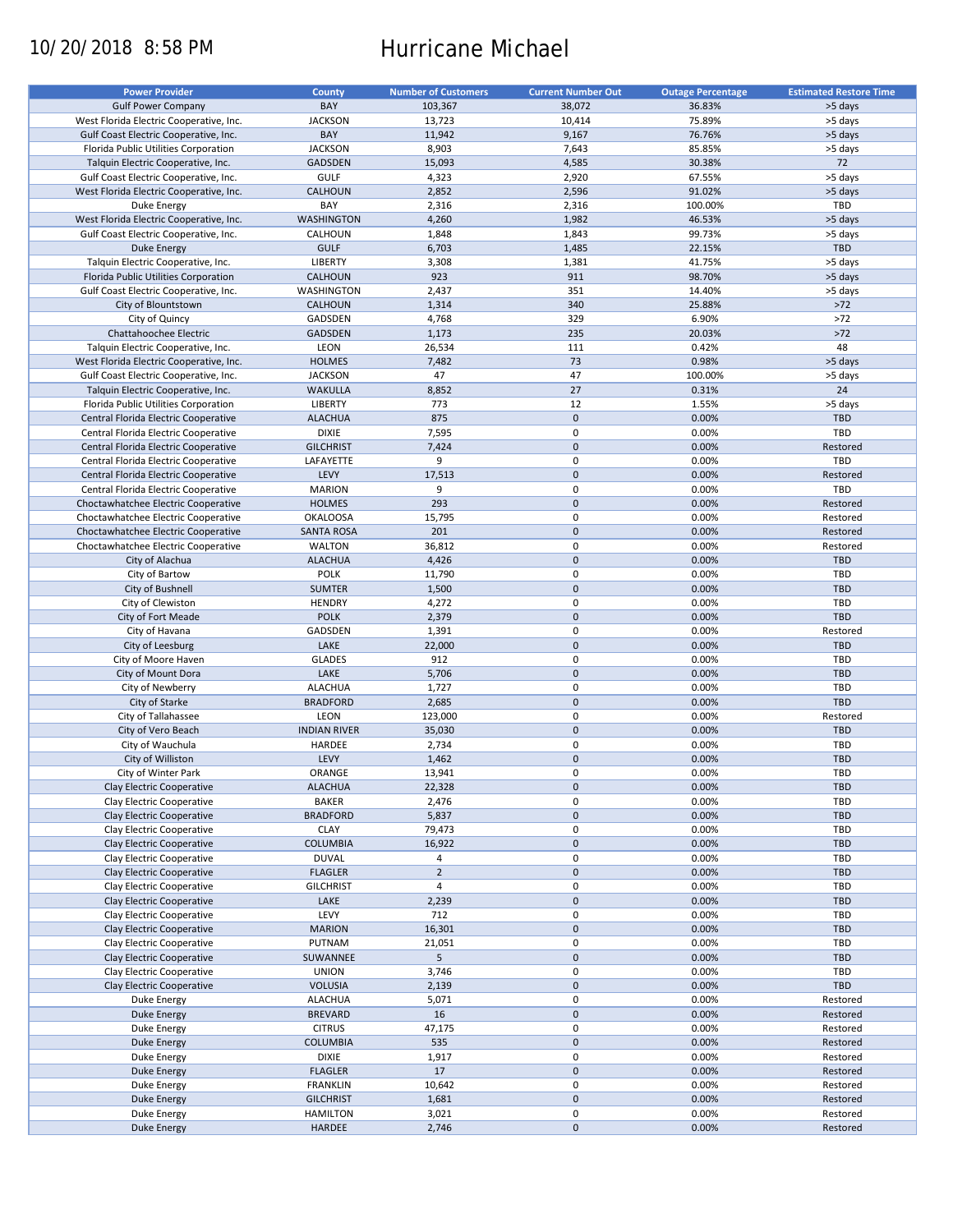10/20/2018 8:58 PM

# Hurricane Michael

| Power Provider | County | Number of Customers | Current Number Out | Outage Percentage | Estimated Restore Time |
|---|---|---|---|---|---|
| Gulf Power Company | BAY | 103,367 | 38,072 | 36.83% | >5 days |
| West Florida Electric Cooperative, Inc. | JACKSON | 13,723 | 10,414 | 75.89% | >5 days |
| Gulf Coast Electric Cooperative, Inc. | BAY | 11,942 | 9,167 | 76.76% | >5 days |
| Florida Public Utilities Corporation | JACKSON | 8,903 | 7,643 | 85.85% | >5 days |
| Talquin Electric Cooperative, Inc. | GADSDEN | 15,093 | 4,585 | 30.38% | 72 |
| Gulf Coast Electric Cooperative, Inc. | GULF | 4,323 | 2,920 | 67.55% | >5 days |
| West Florida Electric Cooperative, Inc. | CALHOUN | 2,852 | 2,596 | 91.02% | >5 days |
| Duke Energy | BAY | 2,316 | 2,316 | 100.00% | TBD |
| West Florida Electric Cooperative, Inc. | WASHINGTON | 4,260 | 1,982 | 46.53% | >5 days |
| Gulf Coast Electric Cooperative, Inc. | CALHOUN | 1,848 | 1,843 | 99.73% | >5 days |
| Duke Energy | GULF | 6,703 | 1,485 | 22.15% | TBD |
| Talquin Electric Cooperative, Inc. | LIBERTY | 3,308 | 1,381 | 41.75% | >5 days |
| Florida Public Utilities Corporation | CALHOUN | 923 | 911 | 98.70% | >5 days |
| Gulf Coast Electric Cooperative, Inc. | WASHINGTON | 2,437 | 351 | 14.40% | >5 days |
| City of Blountstown | CALHOUN | 1,314 | 340 | 25.88% | >72 |
| City of Quincy | GADSDEN | 4,768 | 329 | 6.90% | >72 |
| Chattahoochee Electric | GADSDEN | 1,173 | 235 | 20.03% | >72 |
| Talquin Electric Cooperative, Inc. | LEON | 26,534 | 111 | 0.42% | 48 |
| West Florida Electric Cooperative, Inc. | HOLMES | 7,482 | 73 | 0.98% | >5 days |
| Gulf Coast Electric Cooperative, Inc. | JACKSON | 47 | 47 | 100.00% | >5 days |
| Talquin Electric Cooperative, Inc. | WAKULLA | 8,852 | 27 | 0.31% | 24 |
| Florida Public Utilities Corporation | LIBERTY | 773 | 12 | 1.55% | >5 days |
| Central Florida Electric Cooperative | ALACHUA | 875 | 0 | 0.00% | TBD |
| Central Florida Electric Cooperative | DIXIE | 7,595 | 0 | 0.00% | TBD |
| Central Florida Electric Cooperative | GILCHRIST | 7,424 | 0 | 0.00% | Restored |
| Central Florida Electric Cooperative | LAFAYETTE | 9 | 0 | 0.00% | TBD |
| Central Florida Electric Cooperative | LEVY | 17,513 | 0 | 0.00% | Restored |
| Central Florida Electric Cooperative | MARION | 9 | 0 | 0.00% | TBD |
| Choctawhatchee Electric Cooperative | HOLMES | 293 | 0 | 0.00% | Restored |
| Choctawhatchee Electric Cooperative | OKALOOSA | 15,795 | 0 | 0.00% | Restored |
| Choctawhatchee Electric Cooperative | SANTA ROSA | 201 | 0 | 0.00% | Restored |
| Choctawhatchee Electric Cooperative | WALTON | 36,812 | 0 | 0.00% | Restored |
| City of Alachua | ALACHUA | 4,426 | 0 | 0.00% | TBD |
| City of Bartow | POLK | 11,790 | 0 | 0.00% | TBD |
| City of Bushnell | SUMTER | 1,500 | 0 | 0.00% | TBD |
| City of Clewiston | HENDRY | 4,272 | 0 | 0.00% | TBD |
| City of Fort Meade | POLK | 2,379 | 0 | 0.00% | TBD |
| City of Havana | GADSDEN | 1,391 | 0 | 0.00% | Restored |
| City of Leesburg | LAKE | 22,000 | 0 | 0.00% | TBD |
| City of Moore Haven | GLADES | 912 | 0 | 0.00% | TBD |
| City of Mount Dora | LAKE | 5,706 | 0 | 0.00% | TBD |
| City of Newberry | ALACHUA | 1,727 | 0 | 0.00% | TBD |
| City of Starke | BRADFORD | 2,685 | 0 | 0.00% | TBD |
| City of Tallahassee | LEON | 123,000 | 0 | 0.00% | Restored |
| City of Vero Beach | INDIAN RIVER | 35,030 | 0 | 0.00% | TBD |
| City of Wauchula | HARDEE | 2,734 | 0 | 0.00% | TBD |
| City of Williston | LEVY | 1,462 | 0 | 0.00% | TBD |
| City of Winter Park | ORANGE | 13,941 | 0 | 0.00% | TBD |
| Clay Electric Cooperative | ALACHUA | 22,328 | 0 | 0.00% | TBD |
| Clay Electric Cooperative | BAKER | 2,476 | 0 | 0.00% | TBD |
| Clay Electric Cooperative | BRADFORD | 5,837 | 0 | 0.00% | TBD |
| Clay Electric Cooperative | CLAY | 79,473 | 0 | 0.00% | TBD |
| Clay Electric Cooperative | COLUMBIA | 16,922 | 0 | 0.00% | TBD |
| Clay Electric Cooperative | DUVAL | 4 | 0 | 0.00% | TBD |
| Clay Electric Cooperative | FLAGLER | 2 | 0 | 0.00% | TBD |
| Clay Electric Cooperative | GILCHRIST | 4 | 0 | 0.00% | TBD |
| Clay Electric Cooperative | LAKE | 2,239 | 0 | 0.00% | TBD |
| Clay Electric Cooperative | LEVY | 712 | 0 | 0.00% | TBD |
| Clay Electric Cooperative | MARION | 16,301 | 0 | 0.00% | TBD |
| Clay Electric Cooperative | PUTNAM | 21,051 | 0 | 0.00% | TBD |
| Clay Electric Cooperative | SUWANNEE | 5 | 0 | 0.00% | TBD |
| Clay Electric Cooperative | UNION | 3,746 | 0 | 0.00% | TBD |
| Clay Electric Cooperative | VOLUSIA | 2,139 | 0 | 0.00% | TBD |
| Duke Energy | ALACHUA | 5,071 | 0 | 0.00% | Restored |
| Duke Energy | BREVARD | 16 | 0 | 0.00% | Restored |
| Duke Energy | CITRUS | 47,175 | 0 | 0.00% | Restored |
| Duke Energy | COLUMBIA | 535 | 0 | 0.00% | Restored |
| Duke Energy | DIXIE | 1,917 | 0 | 0.00% | Restored |
| Duke Energy | FLAGLER | 17 | 0 | 0.00% | Restored |
| Duke Energy | FRANKLIN | 10,642 | 0 | 0.00% | Restored |
| Duke Energy | GILCHRIST | 1,681 | 0 | 0.00% | Restored |
| Duke Energy | HAMILTON | 3,021 | 0 | 0.00% | Restored |
| Duke Energy | HARDEE | 2,746 | 0 | 0.00% | Restored |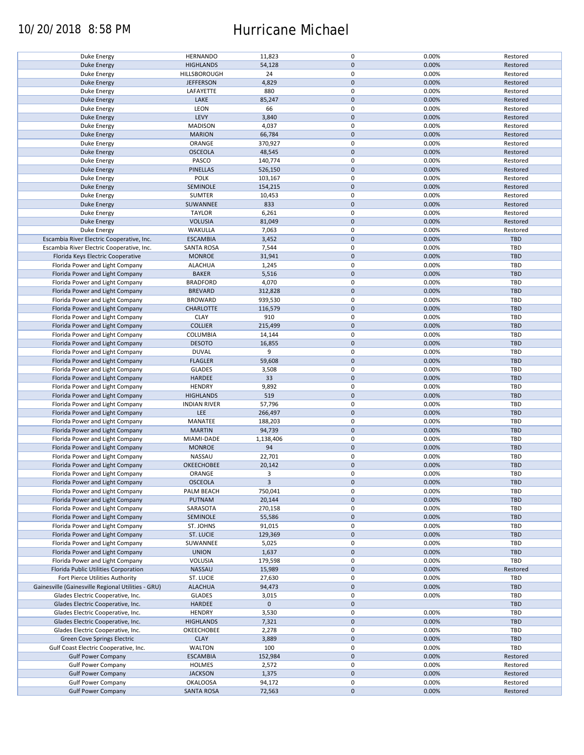| Duke Energy | HERNANDO | 11,823 | 0 | 0.00% | Restored |
|---|---|---|---|---|---|
| Duke Energy | HIGHLANDS | 54,128 | 0 | 0.00% | Restored |
| Duke Energy | HILLSBOROUGH | 24 | 0 | 0.00% | Restored |
| Duke Energy | JEFFERSON | 4,829 | 0 | 0.00% | Restored |
| Duke Energy | LAFAYETTE | 880 | 0 | 0.00% | Restored |
| Duke Energy | LAKE | 85,247 | 0 | 0.00% | Restored |
| Duke Energy | LEON | 66 | 0 | 0.00% | Restored |
| Duke Energy | LEVY | 3,840 | 0 | 0.00% | Restored |
| Duke Energy | MADISON | 4,037 | 0 | 0.00% | Restored |
| Duke Energy | MARION | 66,784 | 0 | 0.00% | Restored |
| Duke Energy | ORANGE | 370,927 | 0 | 0.00% | Restored |
| Duke Energy | OSCEOLA | 48,545 | 0 | 0.00% | Restored |
| Duke Energy | PASCO | 140,774 | 0 | 0.00% | Restored |
| Duke Energy | PINELLAS | 526,150 | 0 | 0.00% | Restored |
| Duke Energy | POLK | 103,167 | 0 | 0.00% | Restored |
| Duke Energy | SEMINOLE | 154,215 | 0 | 0.00% | Restored |
| Duke Energy | SUMTER | 10,453 | 0 | 0.00% | Restored |
| Duke Energy | SUWANNEE | 833 | 0 | 0.00% | Restored |
| Duke Energy | TAYLOR | 6,261 | 0 | 0.00% | Restored |
| Duke Energy | VOLUSIA | 81,049 | 0 | 0.00% | Restored |
| Duke Energy | WAKULLA | 7,063 | 0 | 0.00% | Restored |
| Escambia River Electric Cooperative, Inc. | ESCAMBIA | 3,452 | 0 | 0.00% | TBD |
| Escambia River Electric Cooperative, Inc. | SANTA ROSA | 7,544 | 0 | 0.00% | TBD |
| Florida Keys Electric Cooperative | MONROE | 31,941 | 0 | 0.00% | TBD |
| Florida Power and Light Company | ALACHUA | 1,245 | 0 | 0.00% | TBD |
| Florida Power and Light Company | BAKER | 5,516 | 0 | 0.00% | TBD |
| Florida Power and Light Company | BRADFORD | 4,070 | 0 | 0.00% | TBD |
| Florida Power and Light Company | BREVARD | 312,828 | 0 | 0.00% | TBD |
| Florida Power and Light Company | BROWARD | 939,530 | 0 | 0.00% | TBD |
| Florida Power and Light Company | CHARLOTTE | 116,579 | 0 | 0.00% | TBD |
| Florida Power and Light Company | CLAY | 910 | 0 | 0.00% | TBD |
| Florida Power and Light Company | COLLIER | 215,499 | 0 | 0.00% | TBD |
| Florida Power and Light Company | COLUMBIA | 14,144 | 0 | 0.00% | TBD |
| Florida Power and Light Company | DESOTO | 16,855 | 0 | 0.00% | TBD |
| Florida Power and Light Company | DUVAL | 9 | 0 | 0.00% | TBD |
| Florida Power and Light Company | FLAGLER | 59,608 | 0 | 0.00% | TBD |
| Florida Power and Light Company | GLADES | 3,508 | 0 | 0.00% | TBD |
| Florida Power and Light Company | HARDEE | 33 | 0 | 0.00% | TBD |
| Florida Power and Light Company | HENDRY | 9,892 | 0 | 0.00% | TBD |
| Florida Power and Light Company | HIGHLANDS | 519 | 0 | 0.00% | TBD |
| Florida Power and Light Company | INDIAN RIVER | 57,796 | 0 | 0.00% | TBD |
| Florida Power and Light Company | LEE | 266,497 | 0 | 0.00% | TBD |
| Florida Power and Light Company | MANATEE | 188,203 | 0 | 0.00% | TBD |
| Florida Power and Light Company | MARTIN | 94,739 | 0 | 0.00% | TBD |
| Florida Power and Light Company | MIAMI-DADE | 1,138,406 | 0 | 0.00% | TBD |
| Florida Power and Light Company | MONROE | 94 | 0 | 0.00% | TBD |
| Florida Power and Light Company | NASSAU | 22,701 | 0 | 0.00% | TBD |
| Florida Power and Light Company | OKEECHOBEE | 20,142 | 0 | 0.00% | TBD |
| Florida Power and Light Company | ORANGE | 3 | 0 | 0.00% | TBD |
| Florida Power and Light Company | OSCEOLA | 3 | 0 | 0.00% | TBD |
| Florida Power and Light Company | PALM BEACH | 750,041 | 0 | 0.00% | TBD |
| Florida Power and Light Company | PUTNAM | 20,144 | 0 | 0.00% | TBD |
| Florida Power and Light Company | SARASOTA | 270,158 | 0 | 0.00% | TBD |
| Florida Power and Light Company | SEMINOLE | 55,586 | 0 | 0.00% | TBD |
| Florida Power and Light Company | ST. JOHNS | 91,015 | 0 | 0.00% | TBD |
| Florida Power and Light Company | ST. LUCIE | 129,369 | 0 | 0.00% | TBD |
| Florida Power and Light Company | SUWANNEE | 5,025 | 0 | 0.00% | TBD |
| Florida Power and Light Company | UNION | 1,637 | 0 | 0.00% | TBD |
| Florida Power and Light Company | VOLUSIA | 179,598 | 0 | 0.00% | TBD |
| Florida Public Utilities Corporation | NASSAU | 15,989 | 0 | 0.00% | Restored |
| Fort Pierce Utilities Authority | ST. LUCIE | 27,630 | 0 | 0.00% | TBD |
| Gainesville (Gainesville Regional Utilities - GRU) | ALACHUA | 94,473 | 0 | 0.00% | TBD |
| Glades Electric Cooperative, Inc. | GLADES | 3,015 | 0 | 0.00% | TBD |
| Glades Electric Cooperative, Inc. | HARDEE | 0 | 0 | | TBD |
| Glades Electric Cooperative, Inc. | HENDRY | 3,530 | 0 | 0.00% | TBD |
| Glades Electric Cooperative, Inc. | HIGHLANDS | 7,321 | 0 | 0.00% | TBD |
| Glades Electric Cooperative, Inc. | OKEECHOBEE | 2,278 | 0 | 0.00% | TBD |
| Green Cove Springs Electric | CLAY | 3,889 | 0 | 0.00% | TBD |
| Gulf Coast Electric Cooperative, Inc. | WALTON | 100 | 0 | 0.00% | TBD |
| Gulf Power Company | ESCAMBIA | 152,984 | 0 | 0.00% | Restored |
| Gulf Power Company | HOLMES | 2,572 | 0 | 0.00% | Restored |
| Gulf Power Company | JACKSON | 1,375 | 0 | 0.00% | Restored |
| Gulf Power Company | OKALOOSA | 94,172 | 0 | 0.00% | Restored |
| Gulf Power Company | SANTA ROSA | 72,563 | 0 | 0.00% | Restored |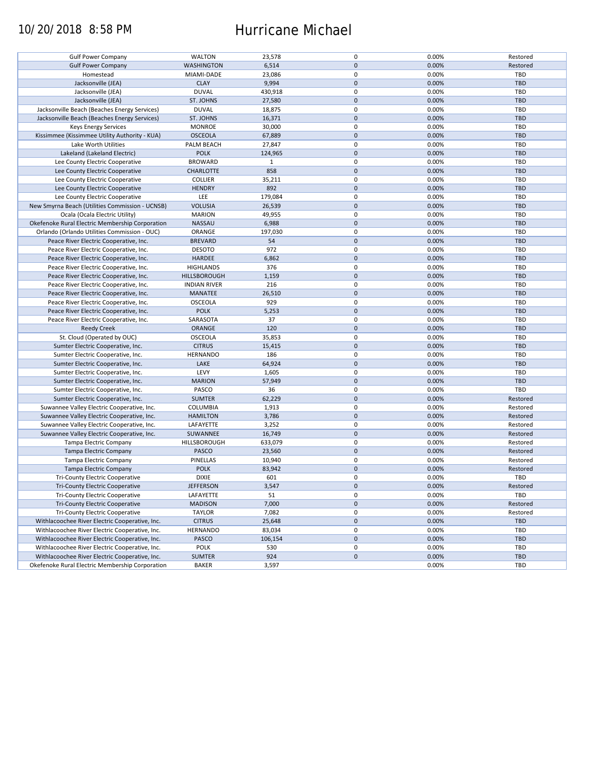10/20/2018 8:58 PM

# Hurricane Michael

| | | | | | |
|---|---|---|---|---|---|
| Gulf Power Company | WALTON | 23,578 | 0 | 0.00% | Restored |
| Gulf Power Company | WASHINGTON | 6,514 | 0 | 0.00% | Restored |
| Homestead | MIAMI-DADE | 23,086 | 0 | 0.00% | TBD |
| Jacksonville (JEA) | CLAY | 9,994 | 0 | 0.00% | TBD |
| Jacksonville (JEA) | DUVAL | 430,918 | 0 | 0.00% | TBD |
| Jacksonville (JEA) | ST. JOHNS | 27,580 | 0 | 0.00% | TBD |
| Jacksonville Beach (Beaches Energy Services) | DUVAL | 18,875 | 0 | 0.00% | TBD |
| Jacksonville Beach (Beaches Energy Services) | ST. JOHNS | 16,371 | 0 | 0.00% | TBD |
| Keys Energy Services | MONROE | 30,000 | 0 | 0.00% | TBD |
| Kissimmee (Kissimmee Utility Authority - KUA) | OSCEOLA | 67,889 | 0 | 0.00% | TBD |
| Lake Worth Utilities | PALM BEACH | 27,847 | 0 | 0.00% | TBD |
| Lakeland (Lakeland Electric) | POLK | 124,965 | 0 | 0.00% | TBD |
| Lee County Electric Cooperative | BROWARD | 1 | 0 | 0.00% | TBD |
| Lee County Electric Cooperative | CHARLOTTE | 858 | 0 | 0.00% | TBD |
| Lee County Electric Cooperative | COLLIER | 35,211 | 0 | 0.00% | TBD |
| Lee County Electric Cooperative | HENDRY | 892 | 0 | 0.00% | TBD |
| Lee County Electric Cooperative | LEE | 179,084 | 0 | 0.00% | TBD |
| New Smyrna Beach (Utilities Commission - UCNSB) | VOLUSIA | 26,539 | 0 | 0.00% | TBD |
| Ocala (Ocala Electric Utility) | MARION | 49,955 | 0 | 0.00% | TBD |
| Okefenoke Rural Electric Membership Corporation | NASSAU | 6,988 | 0 | 0.00% | TBD |
| Orlando (Orlando Utilities Commission - OUC) | ORANGE | 197,030 | 0 | 0.00% | TBD |
| Peace River Electric Cooperative, Inc. | BREVARD | 54 | 0 | 0.00% | TBD |
| Peace River Electric Cooperative, Inc. | DESOTO | 972 | 0 | 0.00% | TBD |
| Peace River Electric Cooperative, Inc. | HARDEE | 6,862 | 0 | 0.00% | TBD |
| Peace River Electric Cooperative, Inc. | HIGHLANDS | 376 | 0 | 0.00% | TBD |
| Peace River Electric Cooperative, Inc. | HILLSBOROUGH | 1,159 | 0 | 0.00% | TBD |
| Peace River Electric Cooperative, Inc. | INDIAN RIVER | 216 | 0 | 0.00% | TBD |
| Peace River Electric Cooperative, Inc. | MANATEE | 26,510 | 0 | 0.00% | TBD |
| Peace River Electric Cooperative, Inc. | OSCEOLA | 929 | 0 | 0.00% | TBD |
| Peace River Electric Cooperative, Inc. | POLK | 5,253 | 0 | 0.00% | TBD |
| Peace River Electric Cooperative, Inc. | SARASOTA | 37 | 0 | 0.00% | TBD |
| Reedy Creek | ORANGE | 120 | 0 | 0.00% | TBD |
| St. Cloud (Operated by OUC) | OSCEOLA | 35,853 | 0 | 0.00% | TBD |
| Sumter Electric Cooperative, Inc. | CITRUS | 15,415 | 0 | 0.00% | TBD |
| Sumter Electric Cooperative, Inc. | HERNANDO | 186 | 0 | 0.00% | TBD |
| Sumter Electric Cooperative, Inc. | LAKE | 64,924 | 0 | 0.00% | TBD |
| Sumter Electric Cooperative, Inc. | LEVY | 1,605 | 0 | 0.00% | TBD |
| Sumter Electric Cooperative, Inc. | MARION | 57,949 | 0 | 0.00% | TBD |
| Sumter Electric Cooperative, Inc. | PASCO | 36 | 0 | 0.00% | TBD |
| Sumter Electric Cooperative, Inc. | SUMTER | 62,229 | 0 | 0.00% | Restored |
| Suwannee Valley Electric Cooperative, Inc. | COLUMBIA | 1,913 | 0 | 0.00% | Restored |
| Suwannee Valley Electric Cooperative, Inc. | HAMILTON | 3,786 | 0 | 0.00% | Restored |
| Suwannee Valley Electric Cooperative, Inc. | LAFAYETTE | 3,252 | 0 | 0.00% | Restored |
| Suwannee Valley Electric Cooperative, Inc. | SUWANNEE | 16,749 | 0 | 0.00% | Restored |
| Tampa Electric Company | HILLSBOROUGH | 633,079 | 0 | 0.00% | Restored |
| Tampa Electric Company | PASCO | 23,560 | 0 | 0.00% | Restored |
| Tampa Electric Company | PINELLAS | 10,940 | 0 | 0.00% | Restored |
| Tampa Electric Company | POLK | 83,942 | 0 | 0.00% | Restored |
| Tri-County Electric Cooperative | DIXIE | 601 | 0 | 0.00% | TBD |
| Tri-County Electric Cooperative | JEFFERSON | 3,547 | 0 | 0.00% | Restored |
| Tri-County Electric Cooperative | LAFAYETTE | 51 | 0 | 0.00% | TBD |
| Tri-County Electric Cooperative | MADISON | 7,000 | 0 | 0.00% | Restored |
| Tri-County Electric Cooperative | TAYLOR | 7,082 | 0 | 0.00% | Restored |
| Withlacoochee River Electric Cooperative, Inc. | CITRUS | 25,648 | 0 | 0.00% | TBD |
| Withlacoochee River Electric Cooperative, Inc. | HERNANDO | 83,034 | 0 | 0.00% | TBD |
| Withlacoochee River Electric Cooperative, Inc. | PASCO | 106,154 | 0 | 0.00% | TBD |
| Withlacoochee River Electric Cooperative, Inc. | POLK | 530 | 0 | 0.00% | TBD |
| Withlacoochee River Electric Cooperative, Inc. | SUMTER | 924 | 0 | 0.00% | TBD |
| Okefenoke Rural Electric Membership Corporation | BAKER | 3,597 | | 0.00% | TBD |